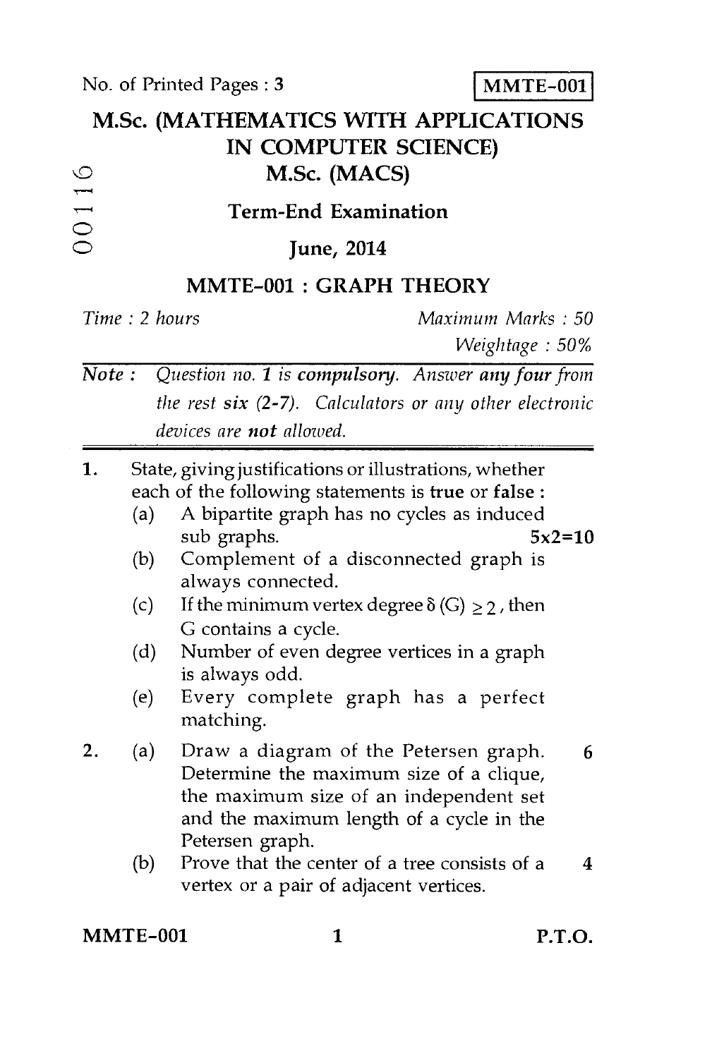No. of Printed Pages : 3

**MMTE-001**

# M.Sc. (MATHEMATICS WITH APPLICATIONS IN COMPUTER SCIENCE)

## M.Sc. (MACS)

00116

### Term-End Examination

### June, 2014

## MMTE-001 : GRAPH THEORY

*Time : 2 hours* | *Maximum Marks : 50*

*Weightage : 50%*

***Note :*** *Question no. **1** is **compulsory**. Answer **any four** from the rest **six** (2-7). Calculators or any other electronic devices are **not** allowed.*

---

1. State, giving justifications or illustrations, whether each of the following statements is **true** or **false** : **5x2=10**
   - (a) A bipartite graph has no cycles as induced sub graphs.
   - (b) Complement of a disconnected graph is always connected.
   - (c) If the minimum vertex degree $\delta(G) \geq 2$, then G contains a cycle.
   - (d) Number of even degree vertices in a graph is always odd.
   - (e) Every complete graph has a perfect matching.

2. (a) Draw a diagram of the Petersen graph. Determine the maximum size of a clique, the maximum size of an independent set and the maximum length of a cycle in the Petersen graph. **6**

   (b) Prove that the center of a tree consists of a vertex or a pair of adjacent vertices. **4**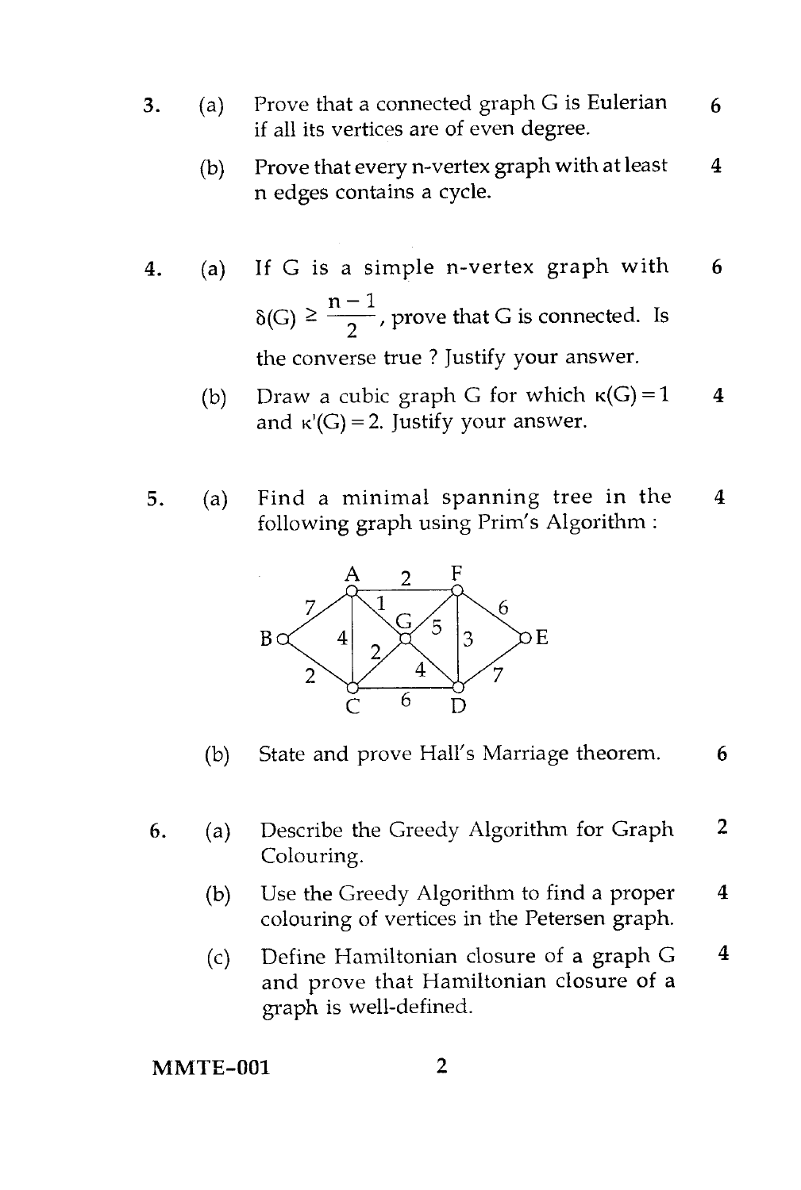3. (a) Prove that a connected graph G is Eulerian if all its vertices are of even degree. 6

   (b) Prove that every n-vertex graph with at least n edges contains a cycle. 4

4. (a) If G is a simple n-vertex graph with $\delta(G) \geq \frac{n-1}{2}$, prove that G is connected. Is the converse true ? Justify your answer. 6

   (b) Draw a cubic graph G for which $\kappa(G) = 1$ and $\kappa'(G) = 2$. Justify your answer. 4

5. (a) Find a minimal spanning tree in the following graph using Prim's Algorithm : 4

   (b) State and prove Hall's Marriage theorem. 6

6. (a) Describe the Greedy Algorithm for Graph Colouring. 2

   (b) Use the Greedy Algorithm to find a proper colouring of vertices in the Petersen graph. 4

   (c) Define Hamiltonian closure of a graph G and prove that Hamiltonian closure of a graph is well-defined. 4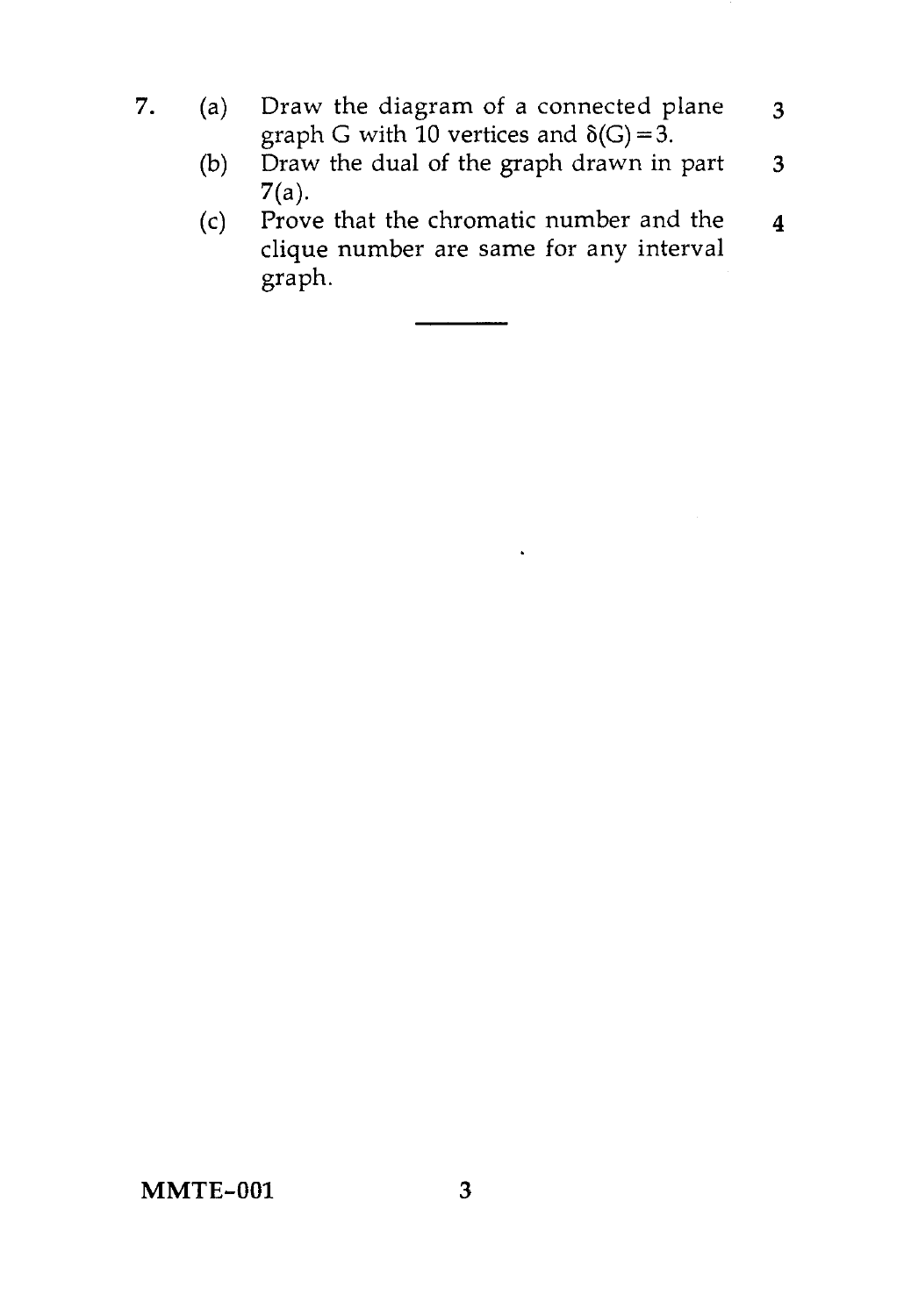7. (a) Draw the diagram of a connected plane graph G with 10 vertices and $\delta(G) = 3$. 3

   (b) Draw the dual of the graph drawn in part 7(a). 3

   (c) Prove that the chromatic number and the clique number are same for any interval graph. 4